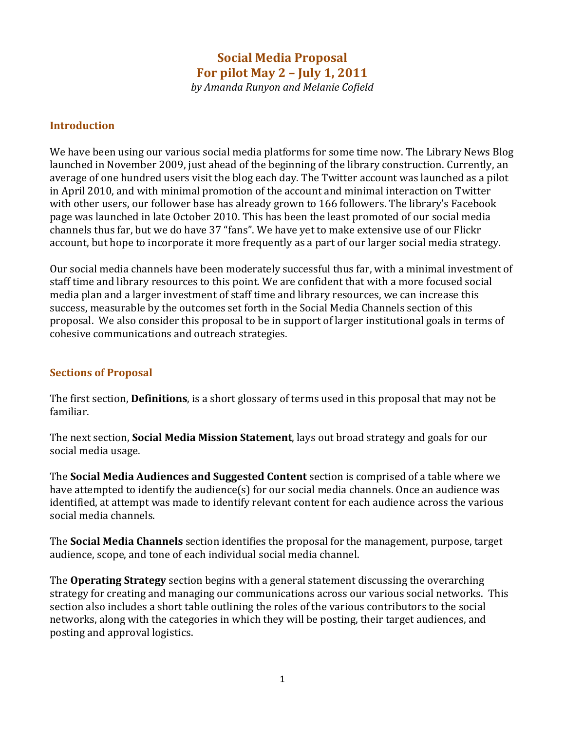# Social Media Proposal
# For pilot May 2 – July 1, 2011

*by Amanda Runyon and Melanie Cofield*

## Introduction

We have been using our various social media platforms for some time now. The Library News Blog launched in November 2009, just ahead of the beginning of the library construction. Currently, an average of one hundred users visit the blog each day. The Twitter account was launched as a pilot in April 2010, and with minimal promotion of the account and minimal interaction on Twitter with other users, our follower base has already grown to 166 followers. The library's Facebook page was launched in late October 2010. This has been the least promoted of our social media channels thus far, but we do have 37 "fans". We have yet to make extensive use of our Flickr account, but hope to incorporate it more frequently as a part of our larger social media strategy.

Our social media channels have been moderately successful thus far, with a minimal investment of staff time and library resources to this point. We are confident that with a more focused social media plan and a larger investment of staff time and library resources, we can increase this success, measurable by the outcomes set forth in the Social Media Channels section of this proposal. We also consider this proposal to be in support of larger institutional goals in terms of cohesive communications and outreach strategies.

## Sections of Proposal

The first section, **Definitions**, is a short glossary of terms used in this proposal that may not be familiar.

The next section, **Social Media Mission Statement**, lays out broad strategy and goals for our social media usage.

The **Social Media Audiences and Suggested Content** section is comprised of a table where we have attempted to identify the audience(s) for our social media channels. Once an audience was identified, at attempt was made to identify relevant content for each audience across the various social media channels.

The **Social Media Channels** section identifies the proposal for the management, purpose, target audience, scope, and tone of each individual social media channel.

The **Operating Strategy** section begins with a general statement discussing the overarching strategy for creating and managing our communications across our various social networks. This section also includes a short table outlining the roles of the various contributors to the social networks, along with the categories in which they will be posting, their target audiences, and posting and approval logistics.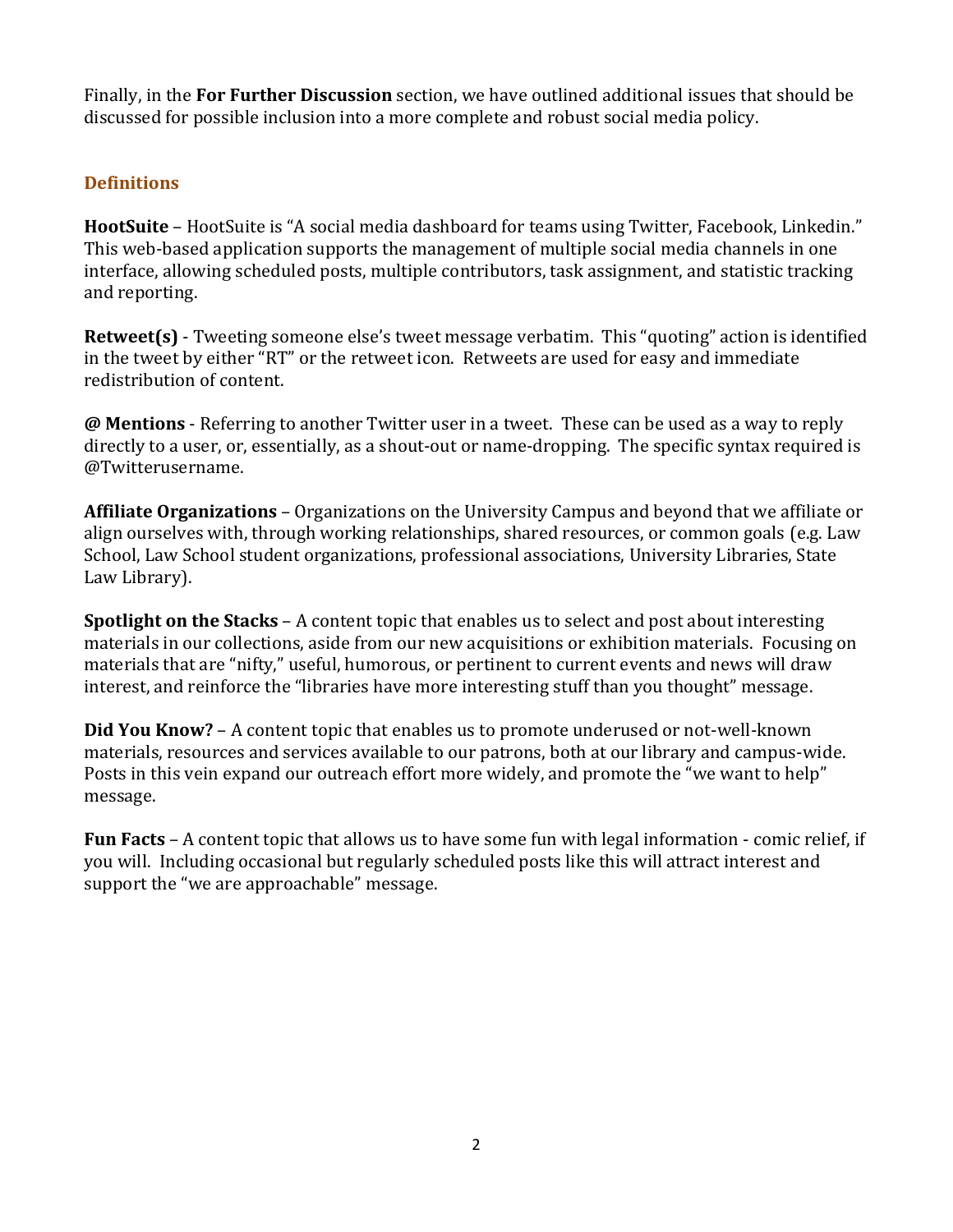Finally, in the **For Further Discussion** section, we have outlined additional issues that should be discussed for possible inclusion into a more complete and robust social media policy.

## Definitions

**HootSuite** – HootSuite is "A social media dashboard for teams using Twitter, Facebook, Linkedin." This web-based application supports the management of multiple social media channels in one interface, allowing scheduled posts, multiple contributors, task assignment, and statistic tracking and reporting.

**Retweet(s)** - Tweeting someone else's tweet message verbatim. This "quoting" action is identified in the tweet by either "RT" or the retweet icon. Retweets are used for easy and immediate redistribution of content.

**@ Mentions** - Referring to another Twitter user in a tweet. These can be used as a way to reply directly to a user, or, essentially, as a shout-out or name-dropping. The specific syntax required is @Twitterusername.

**Affiliate Organizations** – Organizations on the University Campus and beyond that we affiliate or align ourselves with, through working relationships, shared resources, or common goals (e.g. Law School, Law School student organizations, professional associations, University Libraries, State Law Library).

**Spotlight on the Stacks** – A content topic that enables us to select and post about interesting materials in our collections, aside from our new acquisitions or exhibition materials. Focusing on materials that are "nifty," useful, humorous, or pertinent to current events and news will draw interest, and reinforce the "libraries have more interesting stuff than you thought" message.

**Did You Know?** – A content topic that enables us to promote underused or not-well-known materials, resources and services available to our patrons, both at our library and campus-wide. Posts in this vein expand our outreach effort more widely, and promote the "we want to help" message.

**Fun Facts** – A content topic that allows us to have some fun with legal information - comic relief, if you will. Including occasional but regularly scheduled posts like this will attract interest and support the "we are approachable" message.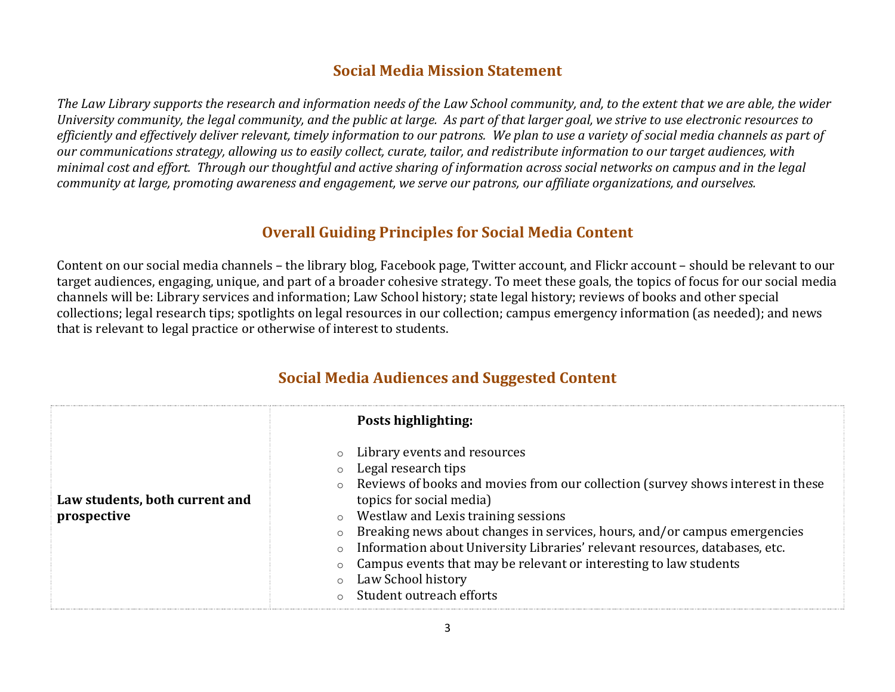## Social Media Mission Statement

*The Law Library supports the research and information needs of the Law School community, and, to the extent that we are able, the wider University community, the legal community, and the public at large. As part of that larger goal, we strive to use electronic resources to efficiently and effectively deliver relevant, timely information to our patrons. We plan to use a variety of social media channels as part of our communications strategy, allowing us to easily collect, curate, tailor, and redistribute information to our target audiences, with minimal cost and effort. Through our thoughtful and active sharing of information across social networks on campus and in the legal community at large, promoting awareness and engagement, we serve our patrons, our affiliate organizations, and ourselves.*

## Overall Guiding Principles for Social Media Content

Content on our social media channels – the library blog, Facebook page, Twitter account, and Flickr account – should be relevant to our target audiences, engaging, unique, and part of a broader cohesive strategy. To meet these goals, the topics of focus for our social media channels will be: Library services and information; Law School history; state legal history; reviews of books and other special collections; legal research tips; spotlights on legal resources in our collection; campus emergency information (as needed); and news that is relevant to legal practice or otherwise of interest to students.

## Social Media Audiences and Suggested Content

| | |
|---|---|
| **Law students, both current and prospective** | **Posts highlighting:**<br><br>○ Library events and resources<br>○ Legal research tips<br>○ Reviews of books and movies from our collection (survey shows interest in these topics for social media)<br>○ Westlaw and Lexis training sessions<br>○ Breaking news about changes in services, hours, and/or campus emergencies<br>○ Information about University Libraries' relevant resources, databases, etc.<br>○ Campus events that may be relevant or interesting to law students<br>○ Law School history<br>○ Student outreach efforts |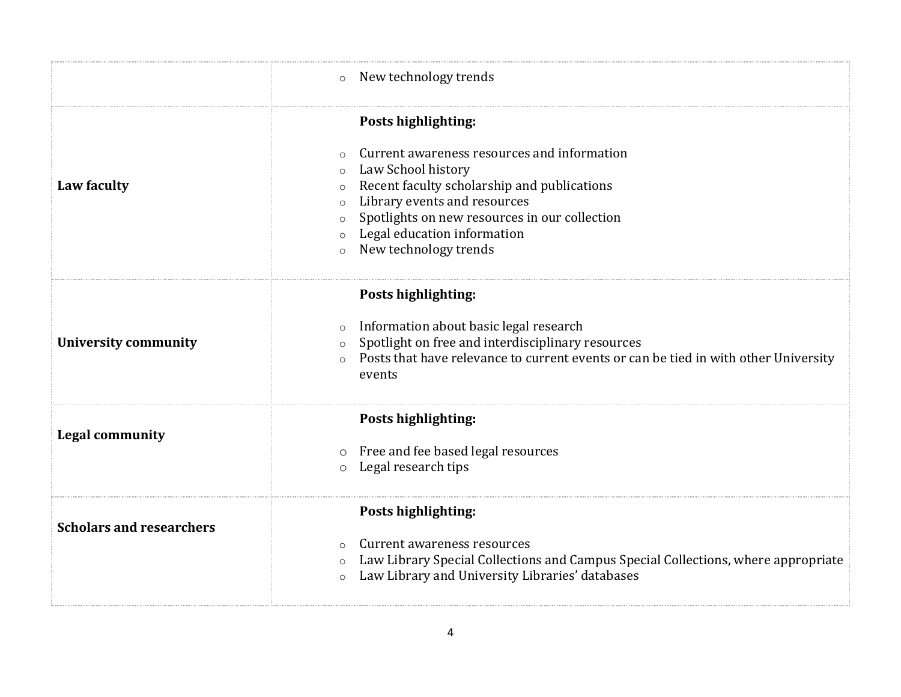| | |
|---|---|
| | ○ New technology trends |
| **Law faculty** | **Posts highlighting:**<br><br>○ Current awareness resources and information<br>○ Law School history<br>○ Recent faculty scholarship and publications<br>○ Library events and resources<br>○ Spotlights on new resources in our collection<br>○ Legal education information<br>○ New technology trends |
| **University community** | **Posts highlighting:**<br><br>○ Information about basic legal research<br>○ Spotlight on free and interdisciplinary resources<br>○ Posts that have relevance to current events or can be tied in with other University events |
| **Legal community** | **Posts highlighting:**<br><br>○ Free and fee based legal resources<br>○ Legal research tips |
| **Scholars and researchers** | **Posts highlighting:**<br><br>○ Current awareness resources<br>○ Law Library Special Collections and Campus Special Collections, where appropriate<br>○ Law Library and University Libraries' databases |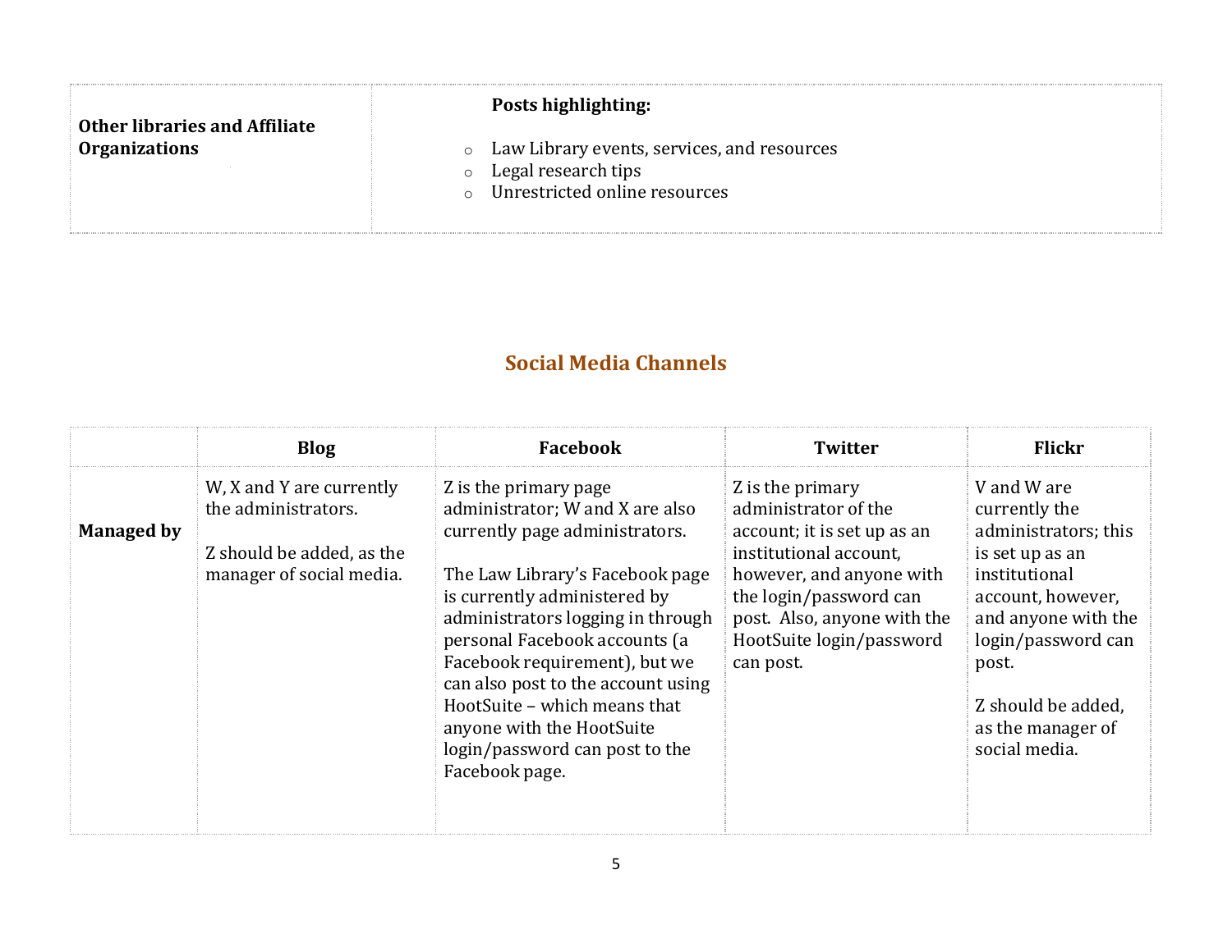| Other libraries and Affiliate Organizations | **Posts highlighting:**<br><br>○ Law Library events, services, and resources<br>○ Legal research tips<br>○ Unrestricted online resources |
|---|---|

## Social Media Channels

| | Blog | Facebook | Twitter | Flickr |
|---|---|---|---|---|
| **Managed by** | W, X and Y are currently the administrators.<br><br>Z should be added, as the manager of social media. | Z is the primary page administrator; W and X are also currently page administrators.<br><br>The Law Library's Facebook page is currently administered by administrators logging in through personal Facebook accounts (a Facebook requirement), but we can also post to the account using HootSuite – which means that anyone with the HootSuite login/password can post to the Facebook page. | Z is the primary administrator of the account; it is set up as an institutional account, however, and anyone with the login/password can post. Also, anyone with the HootSuite login/password can post. | V and W are currently the administrators; this is set up as an institutional account, however, and anyone with the login/password can post.<br><br>Z should be added, as the manager of social media. |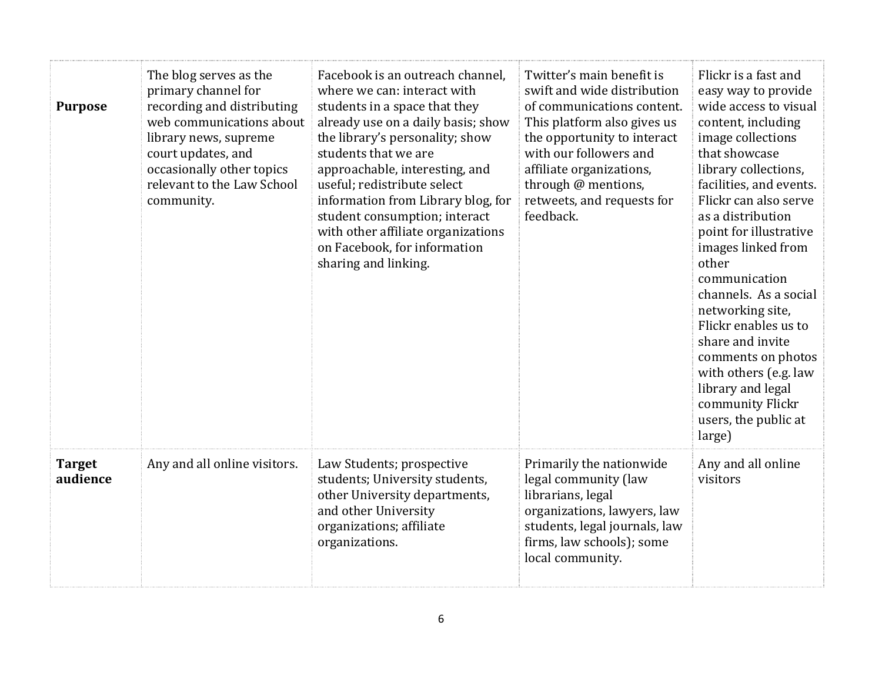| | | | | |
|---|---|---|---|---|
| **Purpose** | The blog serves as the primary channel for recording and distributing web communications about library news, supreme court updates, and occasionally other topics relevant to the Law School community. | Facebook is an outreach channel, where we can: interact with students in a space that they already use on a daily basis; show the library's personality; show students that we are approachable, interesting, and useful; redistribute select information from Library blog, for student consumption; interact with other affiliate organizations on Facebook, for information sharing and linking. | Twitter's main benefit is swift and wide distribution of communications content. This platform also gives us the opportunity to interact with our followers and affiliate organizations, through @ mentions, retweets, and requests for feedback. | Flickr is a fast and easy way to provide wide access to visual content, including image collections that showcase library collections, facilities, and events. Flickr can also serve as a distribution point for illustrative images linked from other communication channels. As a social networking site, Flickr enables us to share and invite comments on photos with others (e.g. law library and legal community Flickr users, the public at large) |
| **Target audience** | Any and all online visitors. | Law Students; prospective students; University students, other University departments, and other University organizations; affiliate organizations. | Primarily the nationwide legal community (law librarians, legal organizations, lawyers, law students, legal journals, law firms, law schools); some local community. | Any and all online visitors |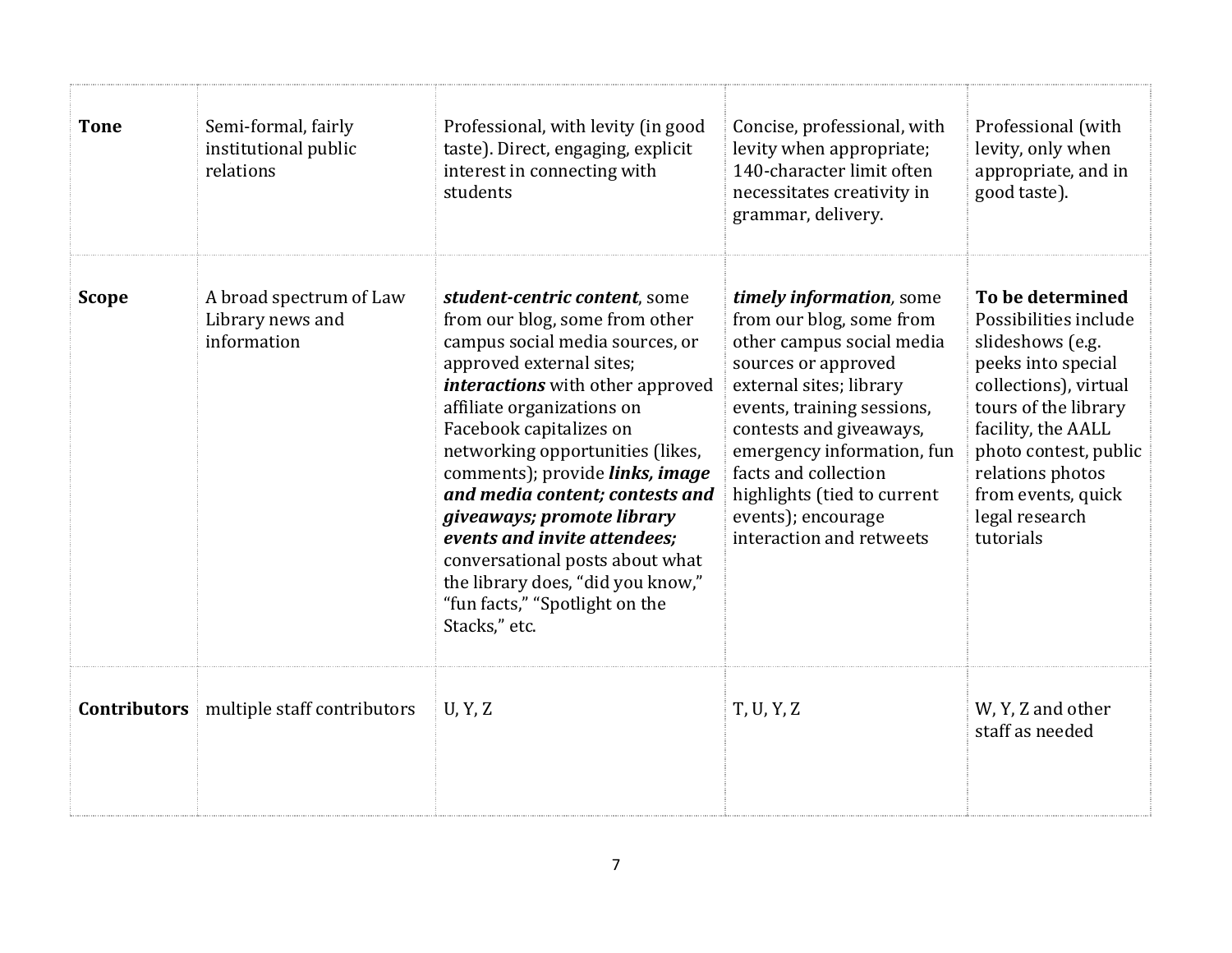| | | | | |
|---|---|---|---|---|
| **Tone** | Semi-formal, fairly institutional public relations | Professional, with levity (in good taste). Direct, engaging, explicit interest in connecting with students | Concise, professional, with levity when appropriate; 140-character limit often necessitates creativity in grammar, delivery. | Professional (with levity, only when appropriate, and in good taste). |
| **Scope** | A broad spectrum of Law Library news and information | ***student-centric content***, some from our blog, some from other campus social media sources, or approved external sites; ***interactions*** with other approved affiliate organizations on Facebook capitalizes on networking opportunities (likes, comments); provide ***links, image and media content; contests and giveaways; promote library events and invite attendees;*** conversational posts about what the library does, "did you know," "fun facts," "Spotlight on the Stacks," etc. | ***timely information***, some from our blog, some from other campus social media sources or approved external sites; library events, training sessions, contests and giveaways, emergency information, fun facts and collection highlights (tied to current events); encourage interaction and retweets | **To be determined** Possibilities include slideshows (e.g. peeks into special collections), virtual tours of the library facility, the AALL photo contest, public relations photos from events, quick legal research tutorials |
| **Contributors** | multiple staff contributors | U, Y, Z | T, U, Y, Z | W, Y, Z and other staff as needed |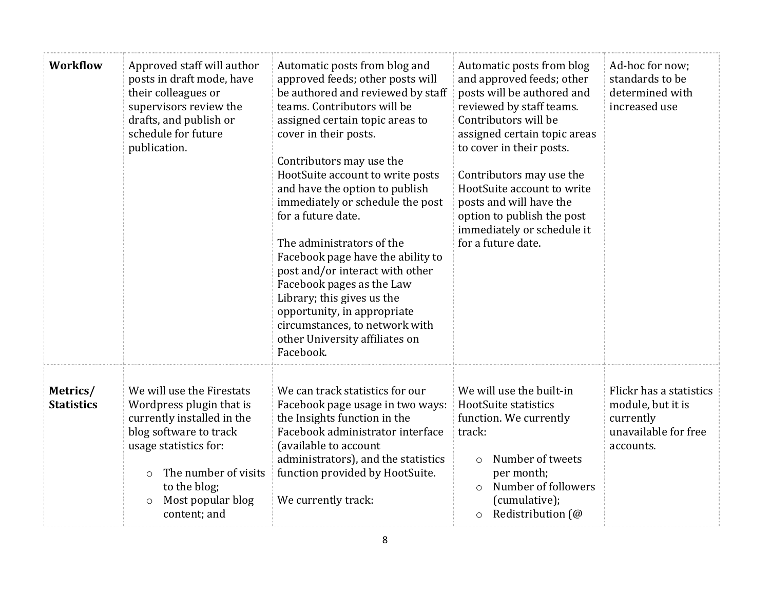| | | | | |
|---|---|---|---|---|
| **Workflow** | Approved staff will author posts in draft mode, have their colleagues or supervisors review the drafts, and publish or schedule for future publication. | Automatic posts from blog and approved feeds; other posts will be authored and reviewed by staff teams. Contributors will be assigned certain topic areas to cover in their posts.<br><br>Contributors may use the HootSuite account to write posts and have the option to publish immediately or schedule the post for a future date.<br><br>The administrators of the Facebook page have the ability to post and/or interact with other Facebook pages as the Law Library; this gives us the opportunity, in appropriate circumstances, to network with other University affiliates on Facebook. | Automatic posts from blog and approved feeds; other posts will be authored and reviewed by staff teams. Contributors will be assigned certain topic areas to cover in their posts.<br><br>Contributors may use the HootSuite account to write posts and will have the option to publish the post immediately or schedule it for a future date. | Ad-hoc for now; standards to be determined with increased use |
| **Metrics/ Statistics** | We will use the Firestats Wordpress plugin that is currently installed in the blog software to track usage statistics for:<br><br>○ The number of visits to the blog;<br>○ Most popular blog content; and | We can track statistics for our Facebook page usage in two ways: the Insights function in the Facebook administrator interface (available to account administrators), and the statistics function provided by HootSuite.<br><br>We currently track: | We will use the built-in HootSuite statistics function. We currently track:<br><br>○ Number of tweets per month;<br>○ Number of followers (cumulative);<br>○ Redistribution (@ | Flickr has a statistics module, but it is currently unavailable for free accounts. |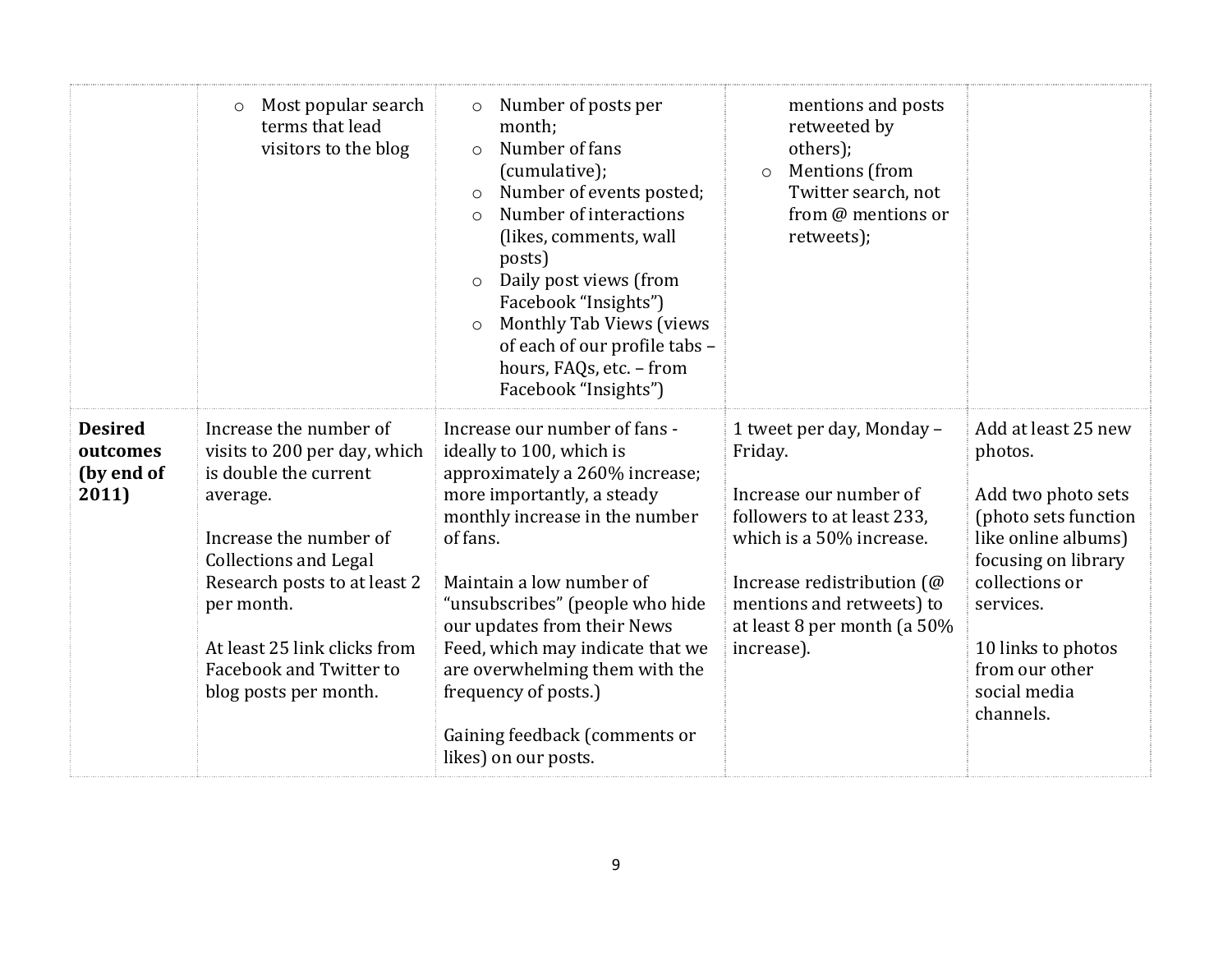| | | | | |
|---|---|---|---|---|
| | ○ Most popular search terms that lead visitors to the blog | ○ Number of posts per month;<br>○ Number of fans (cumulative);<br>○ Number of events posted;<br>○ Number of interactions (likes, comments, wall posts)<br>○ Daily post views (from Facebook "Insights")<br>○ Monthly Tab Views (views of each of our profile tabs – hours, FAQs, etc. – from Facebook "Insights") | mentions and posts retweeted by others);<br>○ Mentions (from Twitter search, not from @ mentions or retweets); | |
| **Desired outcomes (by end of 2011)** | Increase the number of visits to 200 per day, which is double the current average.<br><br>Increase the number of Collections and Legal Research posts to at least 2 per month.<br><br>At least 25 link clicks from Facebook and Twitter to blog posts per month. | Increase our number of fans - ideally to 100, which is approximately a 260% increase; more importantly, a steady monthly increase in the number of fans.<br><br>Maintain a low number of "unsubscribes" (people who hide our updates from their News Feed, which may indicate that we are overwhelming them with the frequency of posts.)<br><br>Gaining feedback (comments or likes) on our posts. | 1 tweet per day, Monday – Friday.<br><br>Increase our number of followers to at least 233, which is a 50% increase.<br><br>Increase redistribution (@ mentions and retweets) to at least 8 per month (a 50% increase). | Add at least 25 new photos.<br><br>Add two photo sets (photo sets function like online albums) focusing on library collections or services.<br><br>10 links to photos from our other social media channels. |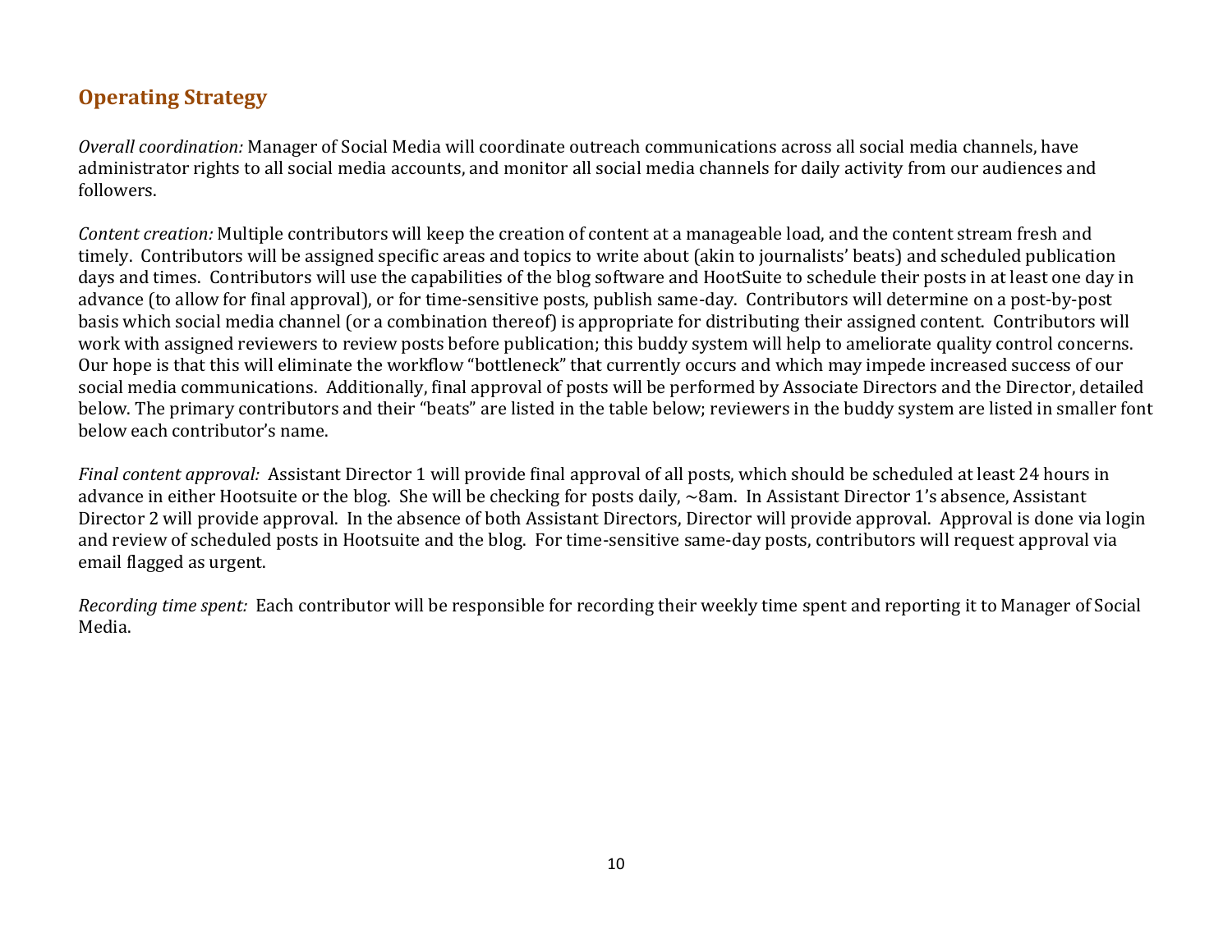## Operating Strategy

*Overall coordination:* Manager of Social Media will coordinate outreach communications across all social media channels, have administrator rights to all social media accounts, and monitor all social media channels for daily activity from our audiences and followers.

*Content creation:* Multiple contributors will keep the creation of content at a manageable load, and the content stream fresh and timely. Contributors will be assigned specific areas and topics to write about (akin to journalists' beats) and scheduled publication days and times. Contributors will use the capabilities of the blog software and HootSuite to schedule their posts in at least one day in advance (to allow for final approval), or for time-sensitive posts, publish same-day. Contributors will determine on a post-by-post basis which social media channel (or a combination thereof) is appropriate for distributing their assigned content. Contributors will work with assigned reviewers to review posts before publication; this buddy system will help to ameliorate quality control concerns. Our hope is that this will eliminate the workflow "bottleneck" that currently occurs and which may impede increased success of our social media communications. Additionally, final approval of posts will be performed by Associate Directors and the Director, detailed below. The primary contributors and their "beats" are listed in the table below; reviewers in the buddy system are listed in smaller font below each contributor's name.

*Final content approval:* Assistant Director 1 will provide final approval of all posts, which should be scheduled at least 24 hours in advance in either Hootsuite or the blog. She will be checking for posts daily, ~8am. In Assistant Director 1's absence, Assistant Director 2 will provide approval. In the absence of both Assistant Directors, Director will provide approval. Approval is done via login and review of scheduled posts in Hootsuite and the blog. For time-sensitive same-day posts, contributors will request approval via email flagged as urgent.

*Recording time spent:* Each contributor will be responsible for recording their weekly time spent and reporting it to Manager of Social Media.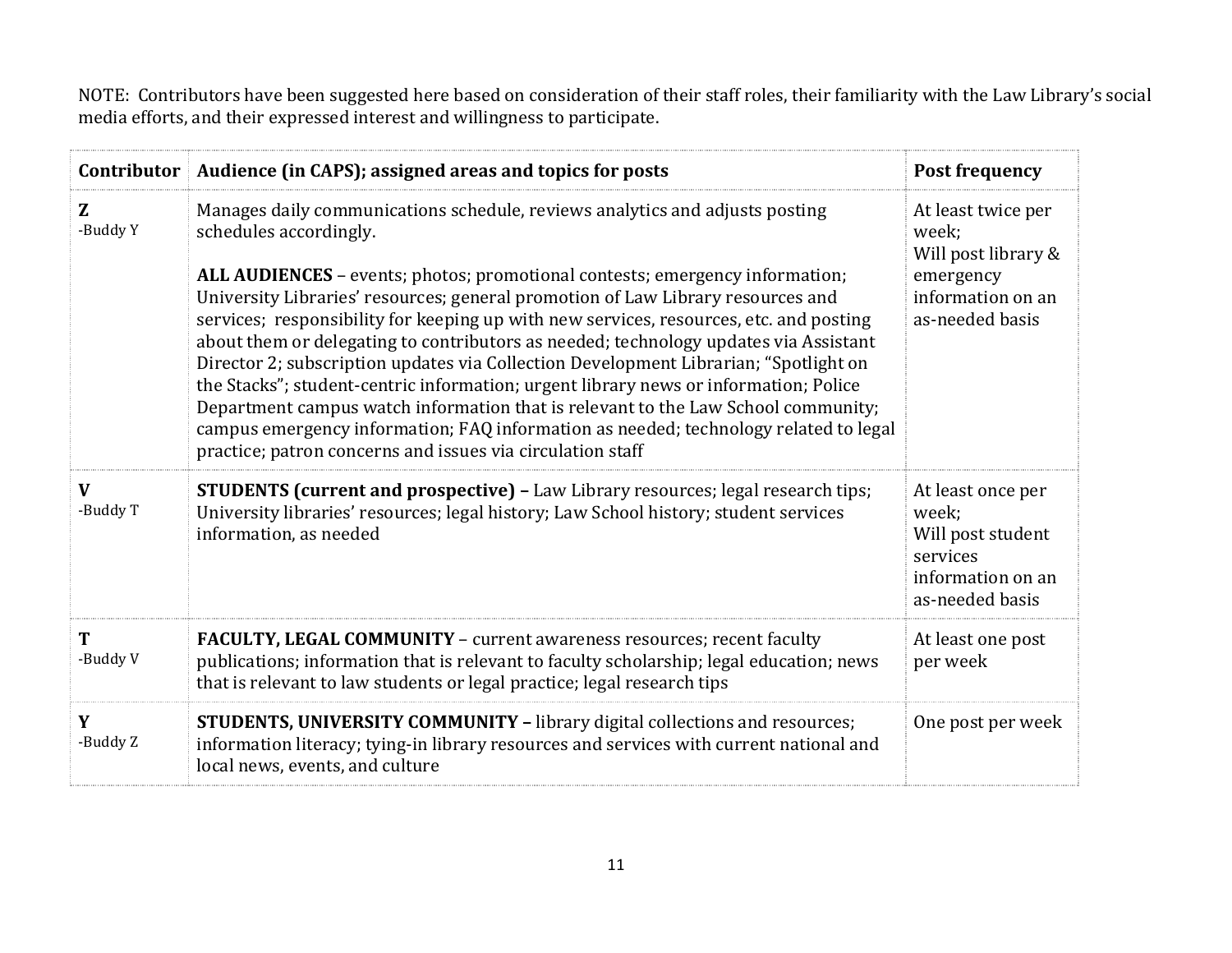NOTE: Contributors have been suggested here based on consideration of their staff roles, their familiarity with the Law Library's social media efforts, and their expressed interest and willingness to participate.

| Contributor | Audience (in CAPS); assigned areas and topics for posts | Post frequency |
| --- | --- | --- |
| **Z**<br>-Buddy Y | Manages daily communications schedule, reviews analytics and adjusts posting schedules accordingly.<br><br>**ALL AUDIENCES** – events; photos; promotional contests; emergency information; University Libraries' resources; general promotion of Law Library resources and services; responsibility for keeping up with new services, resources, etc. and posting about them or delegating to contributors as needed; technology updates via Assistant Director 2; subscription updates via Collection Development Librarian; "Spotlight on the Stacks"; student-centric information; urgent library news or information; Police Department campus watch information that is relevant to the Law School community; campus emergency information; FAQ information as needed; technology related to legal practice; patron concerns and issues via circulation staff | At least twice per week;<br>Will post library & emergency information on an as-needed basis |
| **V**<br>-Buddy T | **STUDENTS (current and prospective) –** Law Library resources; legal research tips; University libraries' resources; legal history; Law School history; student services information, as needed | At least once per week;<br>Will post student services information on an as-needed basis |
| **T**<br>-Buddy V | **FACULTY, LEGAL COMMUNITY** – current awareness resources; recent faculty publications; information that is relevant to faculty scholarship; legal education; news that is relevant to law students or legal practice; legal research tips | At least one post per week |
| **Y**<br>-Buddy Z | **STUDENTS, UNIVERSITY COMMUNITY –** library digital collections and resources; information literacy; tying-in library resources and services with current national and local news, events, and culture | One post per week |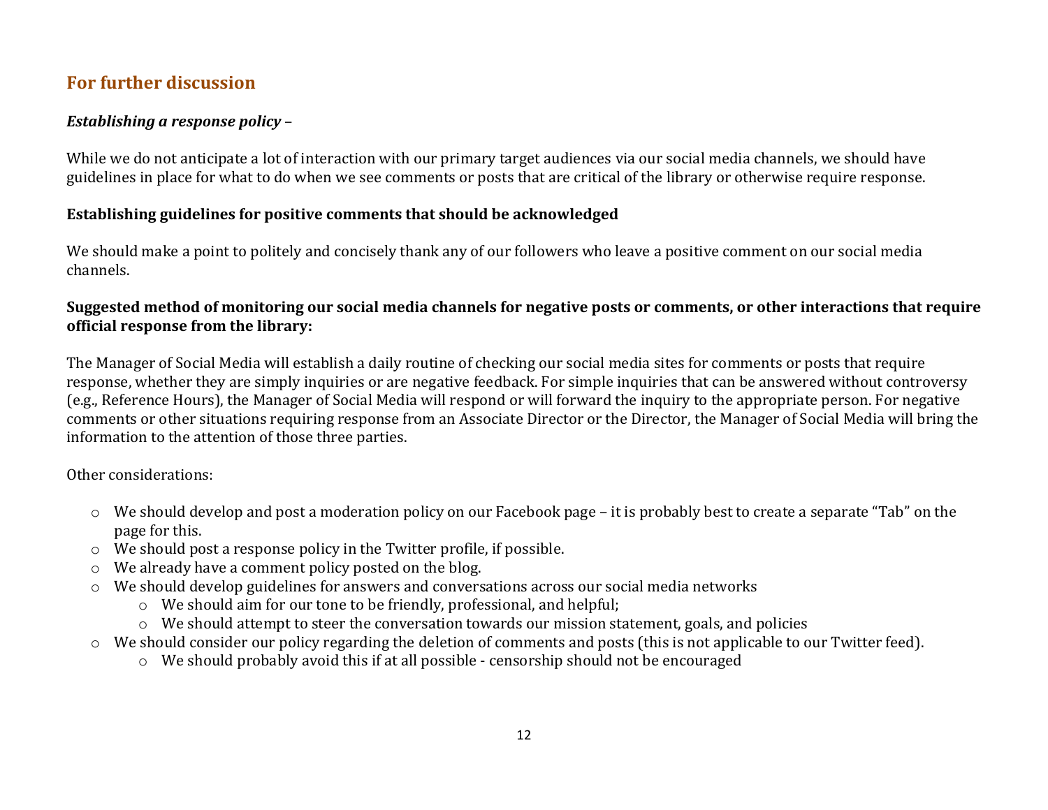## For further discussion

***Establishing a response policy*** –

While we do not anticipate a lot of interaction with our primary target audiences via our social media channels, we should have guidelines in place for what to do when we see comments or posts that are critical of the library or otherwise require response.

**Establishing guidelines for positive comments that should be acknowledged**

We should make a point to politely and concisely thank any of our followers who leave a positive comment on our social media channels.

**Suggested method of monitoring our social media channels for negative posts or comments, or other interactions that require official response from the library:**

The Manager of Social Media will establish a daily routine of checking our social media sites for comments or posts that require response, whether they are simply inquiries or are negative feedback. For simple inquiries that can be answered without controversy (e.g., Reference Hours), the Manager of Social Media will respond or will forward the inquiry to the appropriate person. For negative comments or other situations requiring response from an Associate Director or the Director, the Manager of Social Media will bring the information to the attention of those three parties.

Other considerations:

- We should develop and post a moderation policy on our Facebook page – it is probably best to create a separate "Tab" on the page for this.
- We should post a response policy in the Twitter profile, if possible.
- We already have a comment policy posted on the blog.
- We should develop guidelines for answers and conversations across our social media networks
  - We should aim for our tone to be friendly, professional, and helpful;
  - We should attempt to steer the conversation towards our mission statement, goals, and policies
- We should consider our policy regarding the deletion of comments and posts (this is not applicable to our Twitter feed).
  - We should probably avoid this if at all possible - censorship should not be encouraged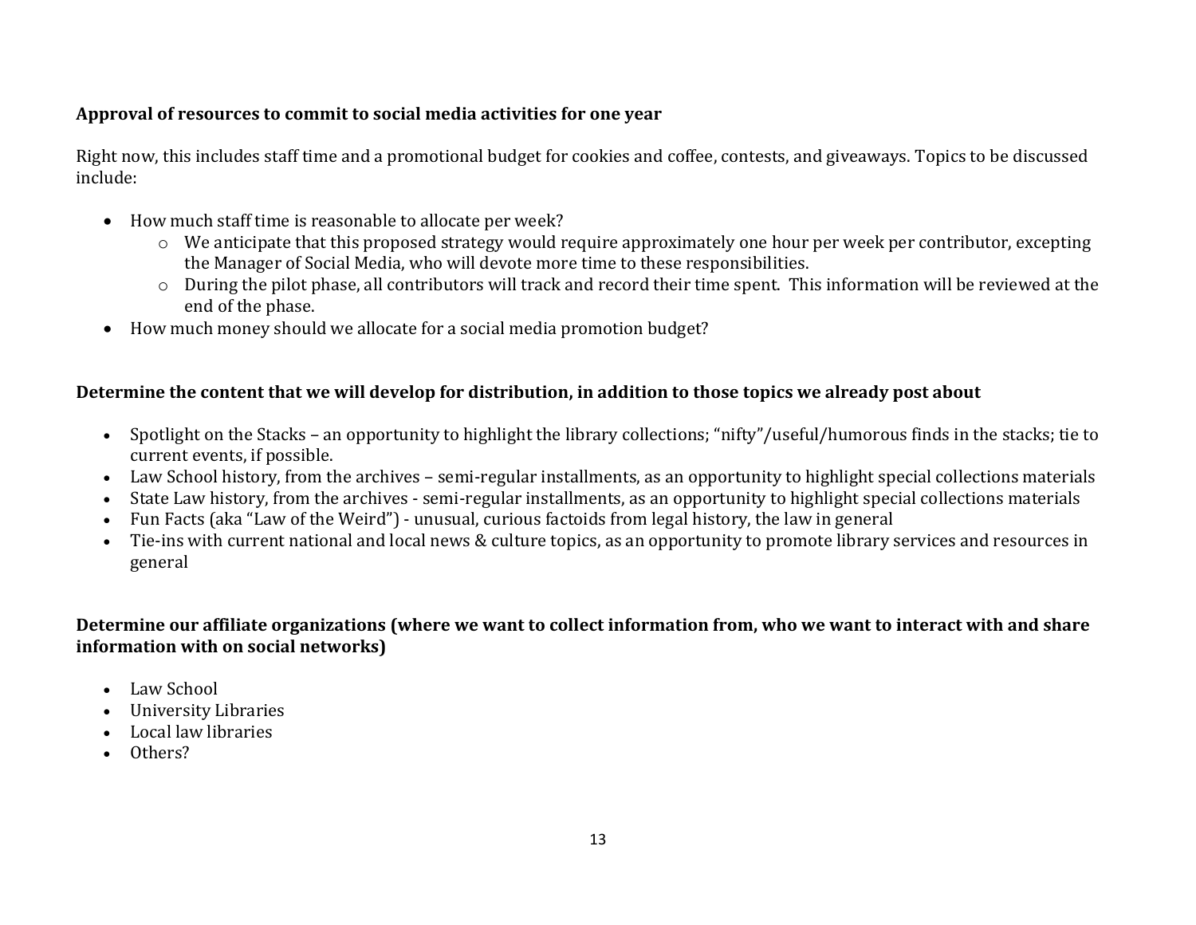**Approval of resources to commit to social media activities for one year**

Right now, this includes staff time and a promotional budget for cookies and coffee, contests, and giveaways. Topics to be discussed include:

- How much staff time is reasonable to allocate per week?
  - We anticipate that this proposed strategy would require approximately one hour per week per contributor, excepting the Manager of Social Media, who will devote more time to these responsibilities.
  - During the pilot phase, all contributors will track and record their time spent. This information will be reviewed at the end of the phase.
- How much money should we allocate for a social media promotion budget?

**Determine the content that we will develop for distribution, in addition to those topics we already post about**

- Spotlight on the Stacks – an opportunity to highlight the library collections; "nifty"/useful/humorous finds in the stacks; tie to current events, if possible.
- Law School history, from the archives – semi-regular installments, as an opportunity to highlight special collections materials
- State Law history, from the archives - semi-regular installments, as an opportunity to highlight special collections materials
- Fun Facts (aka "Law of the Weird") - unusual, curious factoids from legal history, the law in general
- Tie-ins with current national and local news & culture topics, as an opportunity to promote library services and resources in general

**Determine our affiliate organizations (where we want to collect information from, who we want to interact with and share information with on social networks)**

- Law School
- University Libraries
- Local law libraries
- Others?